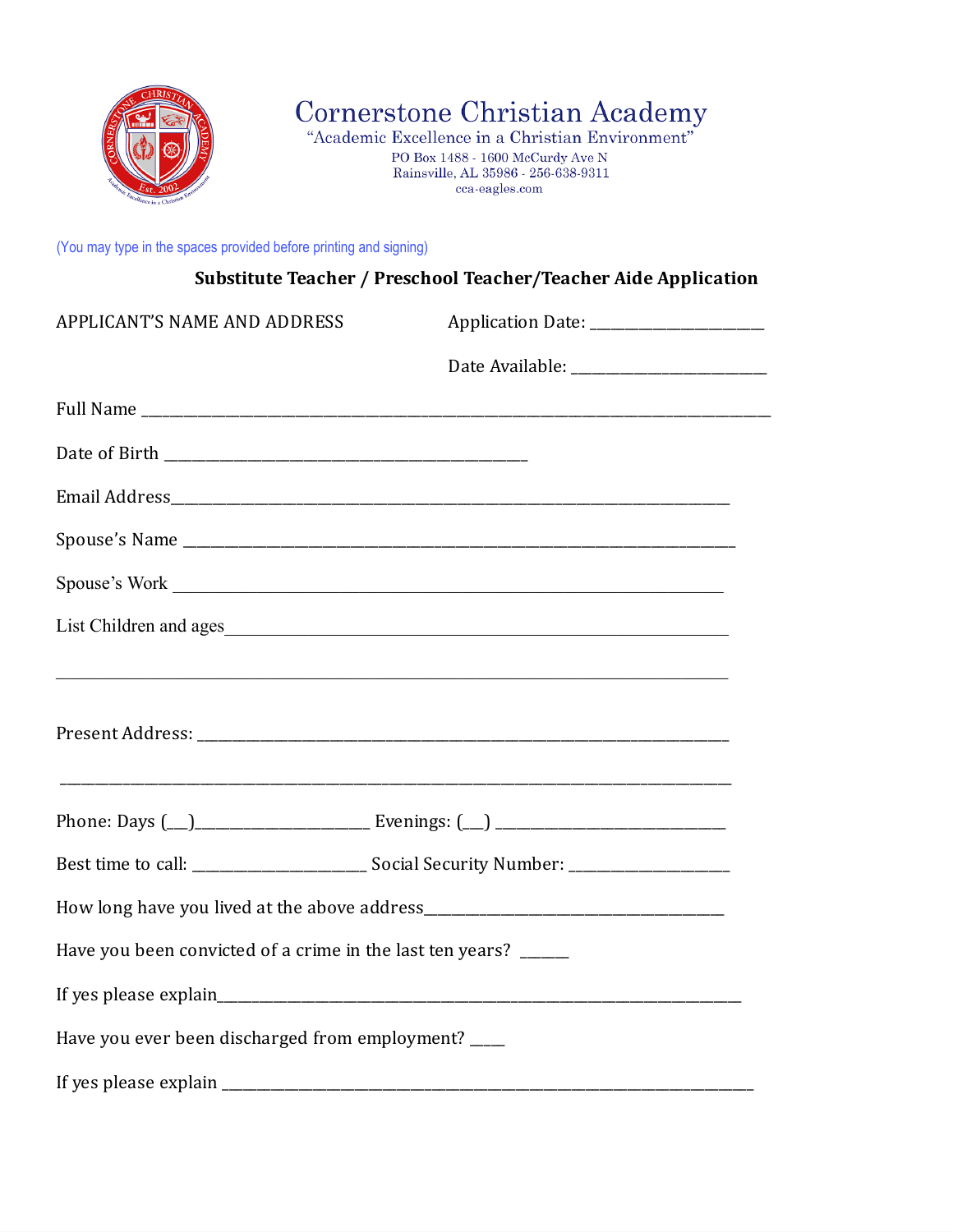# Cornerstone Christian Academy

"Academic Excellence in a Christian Environment"

PO Box 1488 - 1600 McCurdy Ave N
Rainsville, AL 35986 - 256-638-9311
cca-eagles.com

(You may type in the spaces provided before printing and signing)

## Substitute Teacher / Preschool Teacher/Teacher Aide Application

APPLICANT'S NAME AND ADDRESS

Application Date: ______________________

Date Available: ________________________

Full Name ______________________________________________________________________________

Date of Birth _____________________________________________

Email Address__________________________________________________________________________

Spouse's Name __________________________________________________________________________

Spouse's Work __________________________________________________________________________

List Children and ages______________________________________________________________

_____________________________________________________________________________________

Present Address: ____________________________________________________________________

_____________________________________________________________________________________

Phone: Days (__)______________________ Evenings: (__) _____________________________

Best time to call: ______________________ Social Security Number: ____________________

How long have you lived at the above address______________________________________

Have you been convicted of a crime in the last ten years? ______

If yes please explain________________________________________________________________

Have you ever been discharged from employment? ____

If yes please explain ________________________________________________________________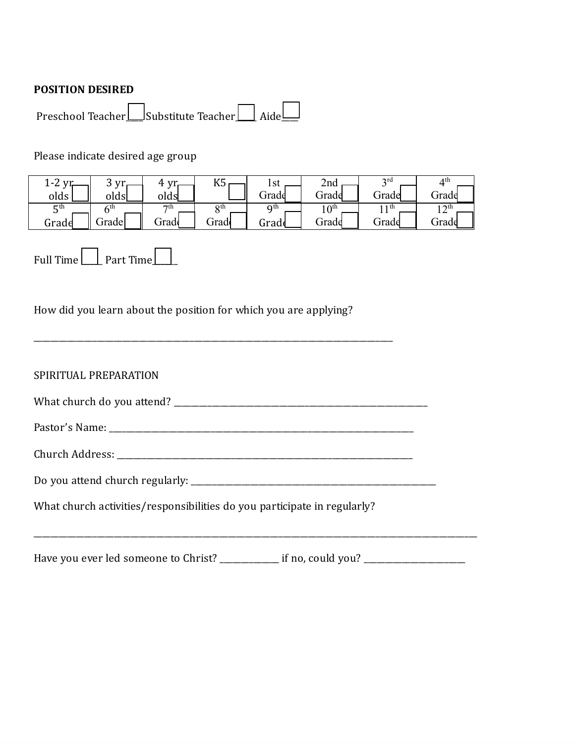**POSITION DESIRED**

Preschool Teacher___ Substitute Teacher____ Aide___

Please indicate desired age group

| 1-2 yr olds | 3 yr olds | 4 yr olds | K5 | 1st Grade | 2nd Grade | 3rd Grade | 4th Grade |
|---|---|---|---|---|---|---|---|
| 5th Grade | 6th Grade | 7th Grade | 8th Grade | 9th Grade | 10th Grade | 11th Grade | 12th Grade |

Full Time ____ Part Time_____

How did you learn about the position for which you are applying?

_______________________________________________________________________________

SPIRITUAL PREPARATION

What church do you attend? ____________________________________________________

Pastor's Name: ______________________________________________________________

Church Address: _____________________________________________________________

Do you attend church regularly: ________________________________________________

What church activities/responsibilities do you participate in regularly?

_______________________________________________________________________________

Have you ever led someone to Christ? ____________ if no, could you? ____________________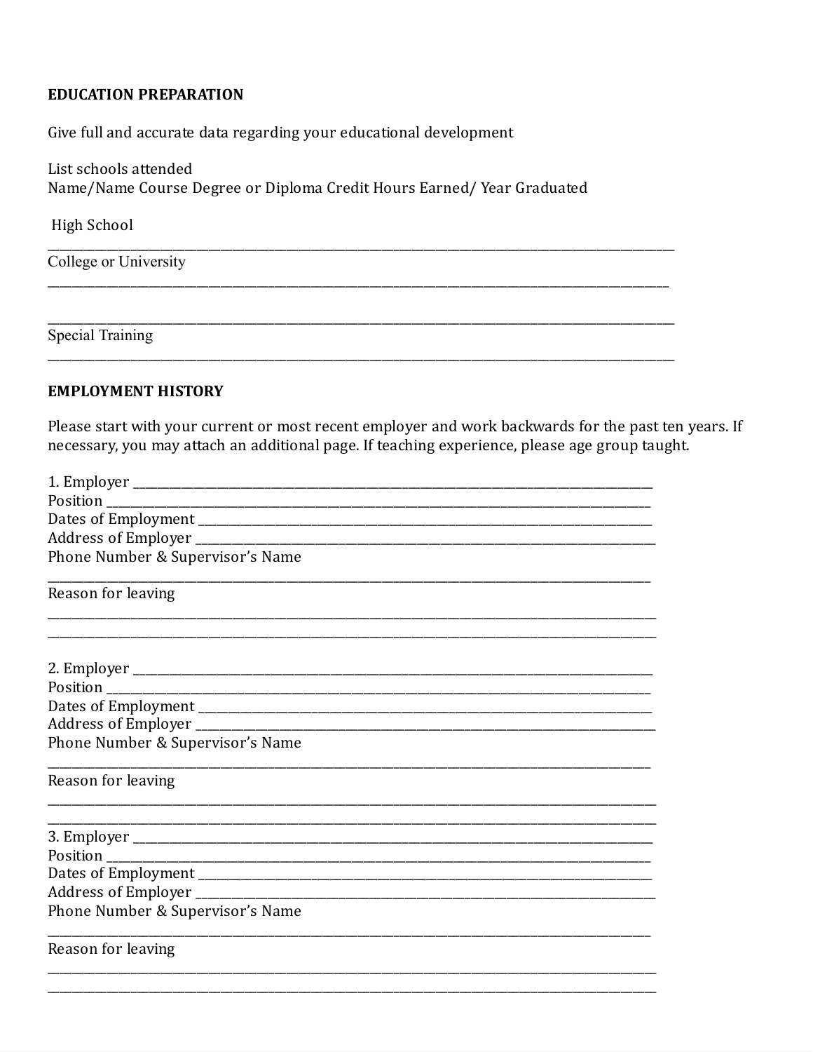**EDUCATION PREPARATION**

Give full and accurate data regarding your educational development

List schools attended
Name/Name Course Degree or Diploma Credit Hours Earned/ Year Graduated

High School
______________________________________________________________________________________________

College or University
______________________________________________________________________________________________

______________________________________________________________________________________________

Special Training
______________________________________________________________________________________________

**EMPLOYMENT HISTORY**

Please start with your current or most recent employer and work backwards for the past ten years. If necessary, you may attach an additional page. If teaching experience, please age group taught.

1. Employer ______________________________________________________________________________
Position ________________________________________________________________________________
Dates of Employment ______________________________________________________________________
Address of Employer ______________________________________________________________________
Phone Number & Supervisor's Name
______________________________________________________________________________________________
Reason for leaving
______________________________________________________________________________________________
______________________________________________________________________________________________

2. Employer ______________________________________________________________________________
Position ________________________________________________________________________________
Dates of Employment ______________________________________________________________________
Address of Employer ______________________________________________________________________
Phone Number & Supervisor's Name
______________________________________________________________________________________________
Reason for leaving
______________________________________________________________________________________________
______________________________________________________________________________________________

3. Employer ______________________________________________________________________________
Position ________________________________________________________________________________
Dates of Employment ______________________________________________________________________
Address of Employer ______________________________________________________________________
Phone Number & Supervisor's Name
______________________________________________________________________________________________
Reason for leaving
______________________________________________________________________________________________
______________________________________________________________________________________________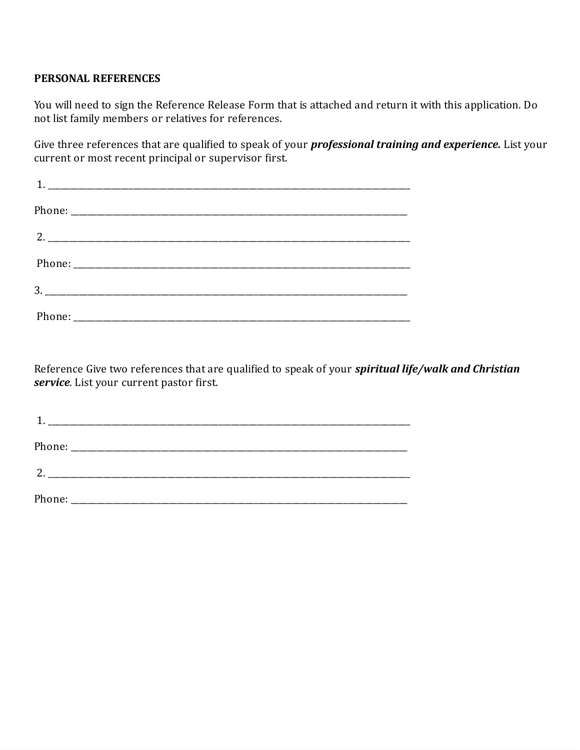**PERSONAL REFERENCES**

You will need to sign the Reference Release Form that is attached and return it with this application. Do not list family members or relatives for references.

Give three references that are qualified to speak of your ***professional training and experience.*** List your current or most recent principal or supervisor first.

1. ___________________________________________________________________________

Phone: ________________________________________________________________________

2. ___________________________________________________________________________

Phone: ________________________________________________________________________

3. ___________________________________________________________________________

Phone: ________________________________________________________________________

Reference Give two references that are qualified to speak of your ***spiritual life/walk and Christian service***. List your current pastor first.

1. ___________________________________________________________________________

Phone: ________________________________________________________________________

2. ___________________________________________________________________________

Phone: ________________________________________________________________________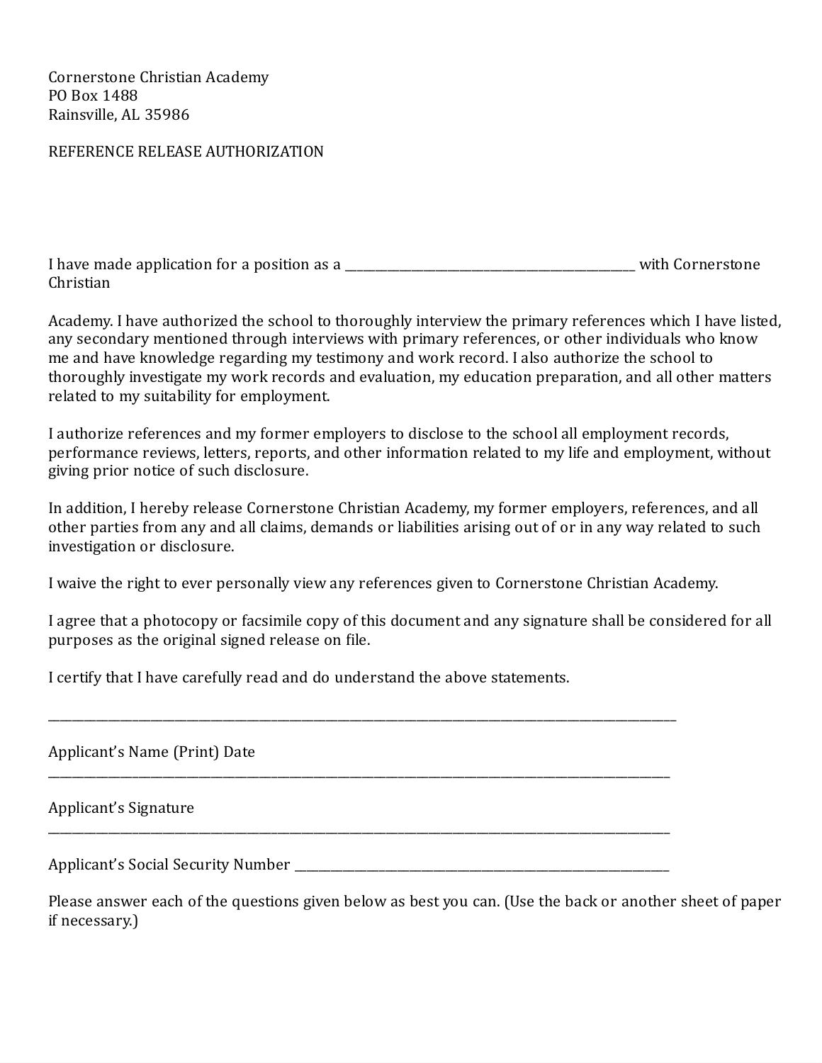Cornerstone Christian Academy
PO Box 1488
Rainsville, AL 35986

REFERENCE RELEASE AUTHORIZATION

I have made application for a position as a ______________________________________________ with Cornerstone Christian

Academy. I have authorized the school to thoroughly interview the primary references which I have listed, any secondary mentioned through interviews with primary references, or other individuals who know me and have knowledge regarding my testimony and work record. I also authorize the school to thoroughly investigate my work records and evaluation, my education preparation, and all other matters related to my suitability for employment.

I authorize references and my former employers to disclose to the school all employment records, performance reviews, letters, reports, and other information related to my life and employment, without giving prior notice of such disclosure.

In addition, I hereby release Cornerstone Christian Academy, my former employers, references, and all other parties from any and all claims, demands or liabilities arising out of or in any way related to such investigation or disclosure.

I waive the right to ever personally view any references given to Cornerstone Christian Academy.

I agree that a photocopy or facsimile copy of this document and any signature shall be considered for all purposes as the original signed release on file.

I certify that I have carefully read and do understand the above statements.

__________________________________________________________________________________________________________

Applicant's Name (Print) Date
__________________________________________________________________________________________________________

Applicant's Signature
__________________________________________________________________________________________________________

Applicant's Social Security Number ______________________________________________________________

Please answer each of the questions given below as best you can. (Use the back or another sheet of paper if necessary.)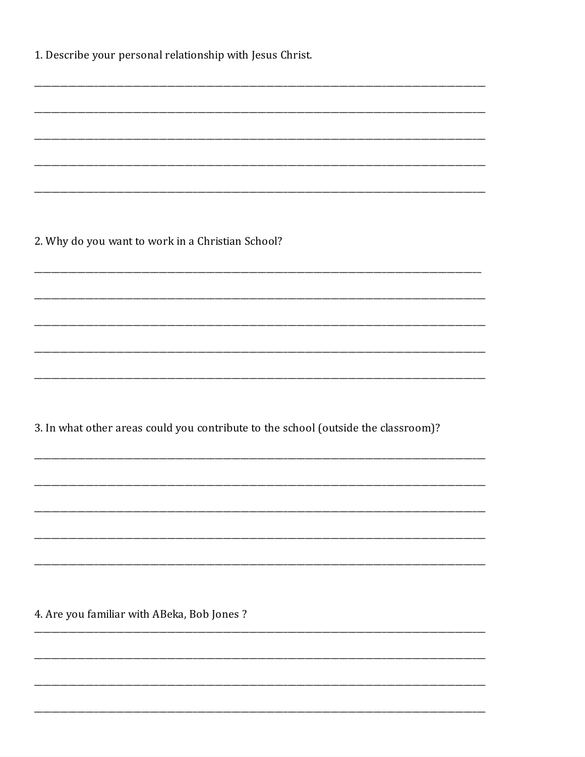1. Describe your personal relationship with Jesus Christ.

______________________________________________________________________________

______________________________________________________________________________

______________________________________________________________________________

______________________________________________________________________________

______________________________________________________________________________

2. Why do you want to work in a Christian School?

______________________________________________________________________________

______________________________________________________________________________

______________________________________________________________________________

______________________________________________________________________________

______________________________________________________________________________

3. In what other areas could you contribute to the school (outside the classroom)?

______________________________________________________________________________

______________________________________________________________________________

______________________________________________________________________________

______________________________________________________________________________

______________________________________________________________________________

4. Are you familiar with ABeka, Bob Jones ?

______________________________________________________________________________

______________________________________________________________________________

______________________________________________________________________________

______________________________________________________________________________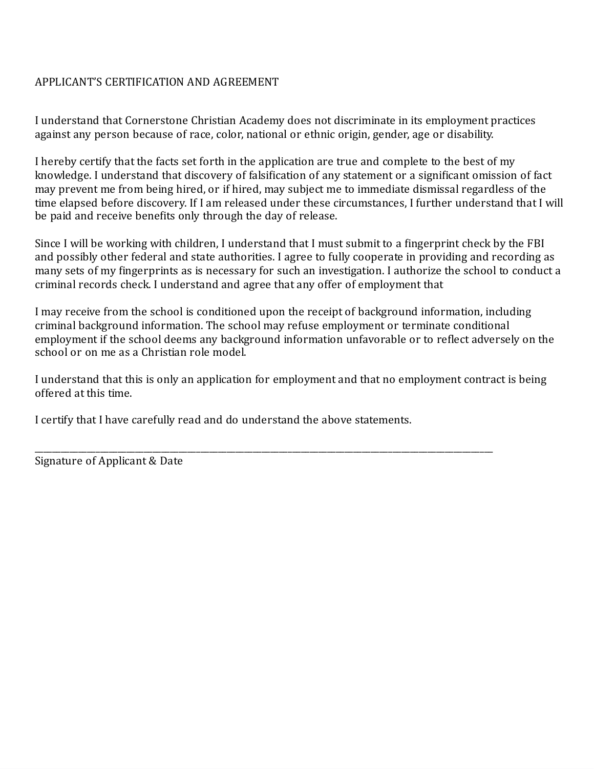# APPLICANT'S CERTIFICATION AND AGREEMENT

I understand that Cornerstone Christian Academy does not discriminate in its employment practices against any person because of race, color, national or ethnic origin, gender, age or disability.

I hereby certify that the facts set forth in the application are true and complete to the best of my knowledge. I understand that discovery of falsification of any statement or a significant omission of fact may prevent me from being hired, or if hired, may subject me to immediate dismissal regardless of the time elapsed before discovery. If I am released under these circumstances, I further understand that I will be paid and receive benefits only through the day of release.

Since I will be working with children, I understand that I must submit to a fingerprint check by the FBI and possibly other federal and state authorities. I agree to fully cooperate in providing and recording as many sets of my fingerprints as is necessary for such an investigation. I authorize the school to conduct a criminal records check. I understand and agree that any offer of employment that

I may receive from the school is conditioned upon the receipt of background information, including criminal background information. The school may refuse employment or terminate conditional employment if the school deems any background information unfavorable or to reflect adversely on the school or on me as a Christian role model.

I understand that this is only an application for employment and that no employment contract is being offered at this time.

I certify that I have carefully read and do understand the above statements.

\_\_\_\_\_\_\_\_\_\_\_\_\_\_\_\_\_\_\_\_\_\_\_\_\_\_\_\_\_\_\_\_\_\_\_\_\_\_\_\_\_\_\_\_\_\_\_\_\_\_\_\_\_\_\_\_\_\_\_\_\_\_\_\_\_\_\_\_\_\_\_\_\_\_\_\_\_\_

Signature of Applicant & Date